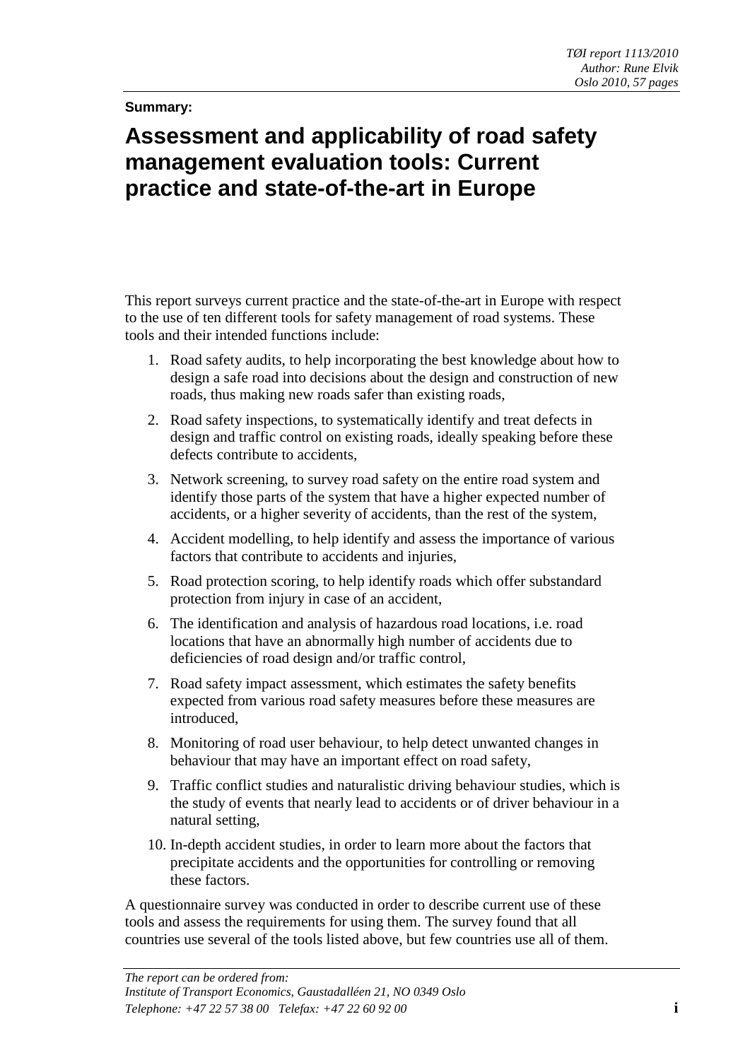*TØI report 1113/2010*
*Author: Rune Elvik*
*Oslo 2010, 57 pages*

**Summary:**

# Assessment and applicability of road safety management evaluation tools: Current practice and state-of-the-art in Europe

This report surveys current practice and the state-of-the-art in Europe with respect to the use of ten different tools for safety management of road systems. These tools and their intended functions include:

1. Road safety audits, to help incorporating the best knowledge about how to design a safe road into decisions about the design and construction of new roads, thus making new roads safer than existing roads,
2. Road safety inspections, to systematically identify and treat defects in design and traffic control on existing roads, ideally speaking before these defects contribute to accidents,
3. Network screening, to survey road safety on the entire road system and identify those parts of the system that have a higher expected number of accidents, or a higher severity of accidents, than the rest of the system,
4. Accident modelling, to help identify and assess the importance of various factors that contribute to accidents and injuries,
5. Road protection scoring, to help identify roads which offer substandard protection from injury in case of an accident,
6. The identification and analysis of hazardous road locations, i.e. road locations that have an abnormally high number of accidents due to deficiencies of road design and/or traffic control,
7. Road safety impact assessment, which estimates the safety benefits expected from various road safety measures before these measures are introduced,
8. Monitoring of road user behaviour, to help detect unwanted changes in behaviour that may have an important effect on road safety,
9. Traffic conflict studies and naturalistic driving behaviour studies, which is the study of events that nearly lead to accidents or of driver behaviour in a natural setting,
10. In-depth accident studies, in order to learn more about the factors that precipitate accidents and the opportunities for controlling or removing these factors.

A questionnaire survey was conducted in order to describe current use of these tools and assess the requirements for using them. The survey found that all countries use several of the tools listed above, but few countries use all of them.

*The report can be ordered from:*
*Institute of Transport Economics, Gaustadalléen 21, NO 0349 Oslo*
*Telephone: +47 22 57 38 00 Telefax: +47 22 60 92 00*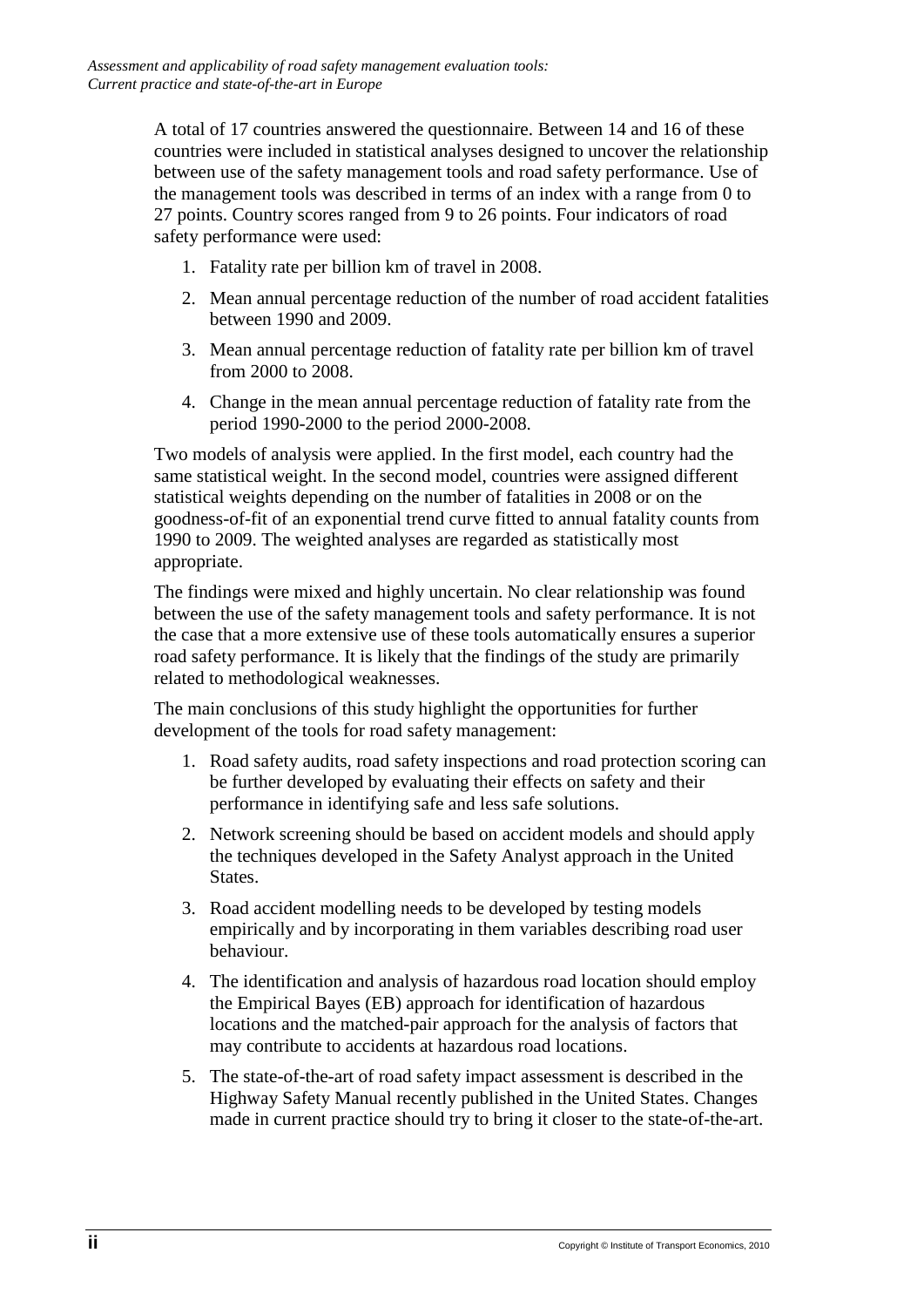A total of 17 countries answered the questionnaire. Between 14 and 16 of these countries were included in statistical analyses designed to uncover the relationship between use of the safety management tools and road safety performance. Use of the management tools was described in terms of an index with a range from 0 to 27 points. Country scores ranged from 9 to 26 points. Four indicators of road safety performance were used:

1. Fatality rate per billion km of travel in 2008.
2. Mean annual percentage reduction of the number of road accident fatalities between 1990 and 2009.
3. Mean annual percentage reduction of fatality rate per billion km of travel from 2000 to 2008.
4. Change in the mean annual percentage reduction of fatality rate from the period 1990-2000 to the period 2000-2008.

Two models of analysis were applied. In the first model, each country had the same statistical weight. In the second model, countries were assigned different statistical weights depending on the number of fatalities in 2008 or on the goodness-of-fit of an exponential trend curve fitted to annual fatality counts from 1990 to 2009. The weighted analyses are regarded as statistically most appropriate.

The findings were mixed and highly uncertain. No clear relationship was found between the use of the safety management tools and safety performance. It is not the case that a more extensive use of these tools automatically ensures a superior road safety performance. It is likely that the findings of the study are primarily related to methodological weaknesses.

The main conclusions of this study highlight the opportunities for further development of the tools for road safety management:

1. Road safety audits, road safety inspections and road protection scoring can be further developed by evaluating their effects on safety and their performance in identifying safe and less safe solutions.
2. Network screening should be based on accident models and should apply the techniques developed in the Safety Analyst approach in the United States.
3. Road accident modelling needs to be developed by testing models empirically and by incorporating in them variables describing road user behaviour.
4. The identification and analysis of hazardous road location should employ the Empirical Bayes (EB) approach for identification of hazardous locations and the matched-pair approach for the analysis of factors that may contribute to accidents at hazardous road locations.
5. The state-of-the-art of road safety impact assessment is described in the Highway Safety Manual recently published in the United States. Changes made in current practice should try to bring it closer to the state-of-the-art.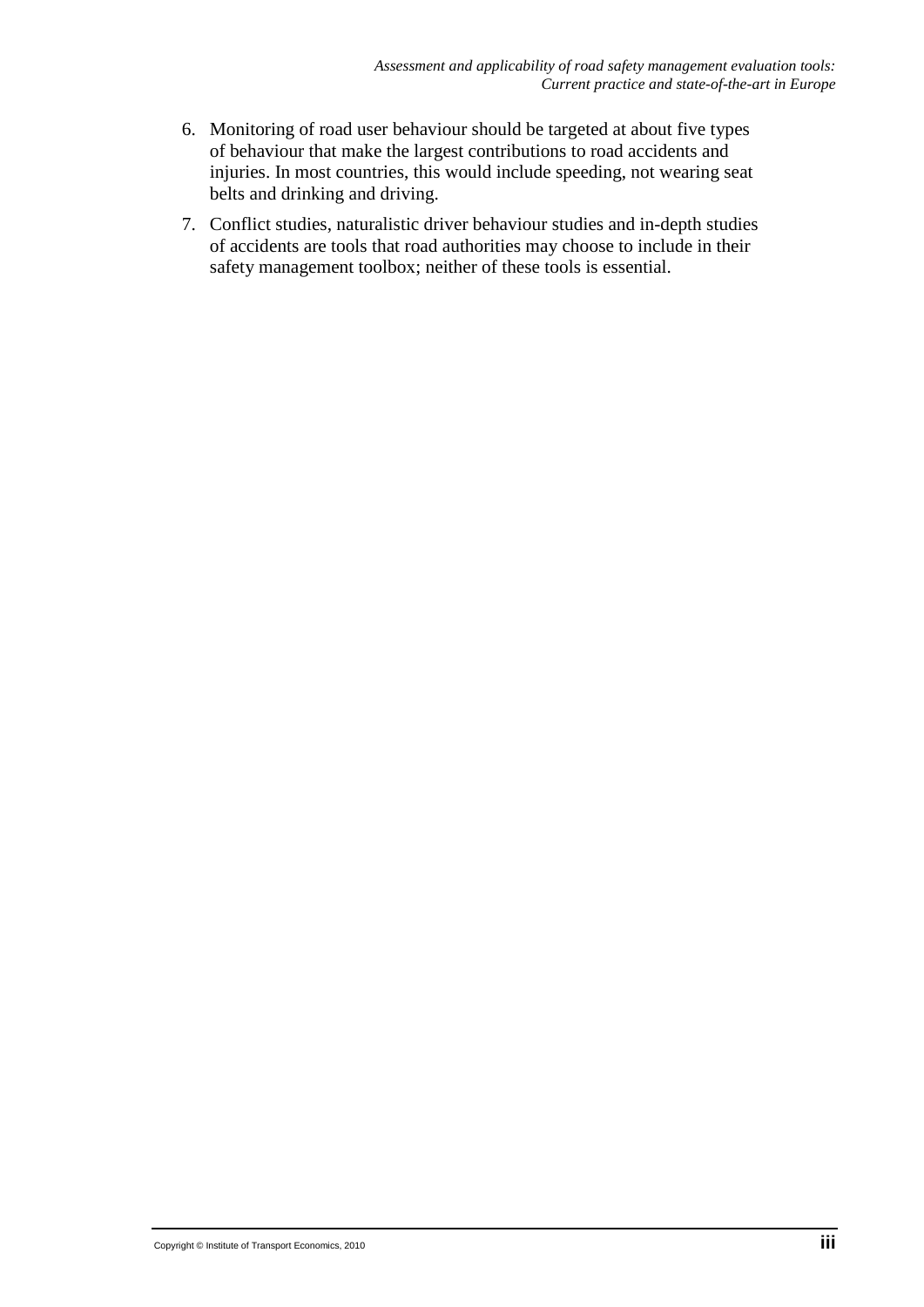6. Monitoring of road user behaviour should be targeted at about five types of behaviour that make the largest contributions to road accidents and injuries. In most countries, this would include speeding, not wearing seat belts and drinking and driving.
7. Conflict studies, naturalistic driver behaviour studies and in-depth studies of accidents are tools that road authorities may choose to include in their safety management toolbox; neither of these tools is essential.